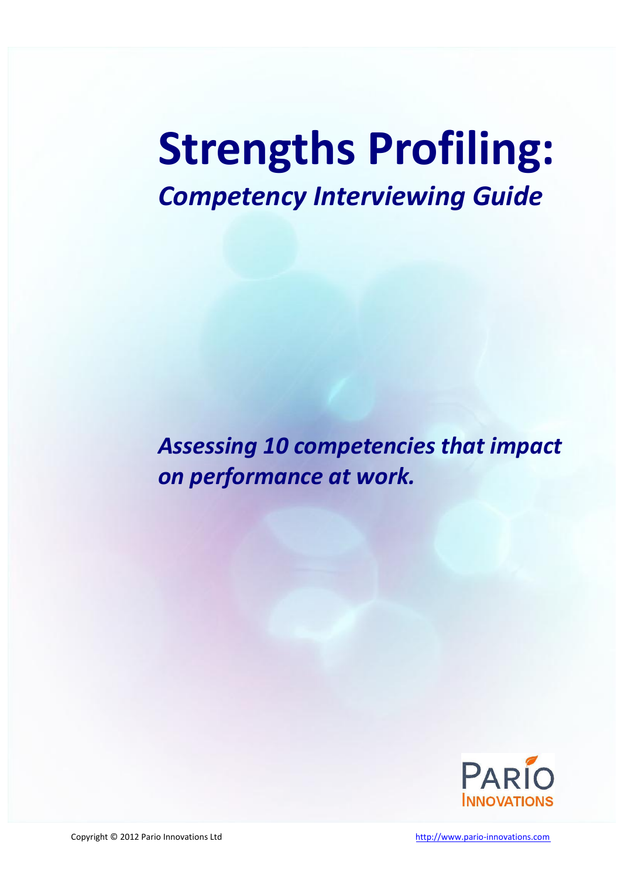# Strengths Profiling:

## *Competency Interviewing Guide*

***Assessing 10 competencies that impact on performance at work.***

PARIO INNOVATIONS

Copyright © 2012 Pario Innovations Ltd

http://www.pario-innovations.com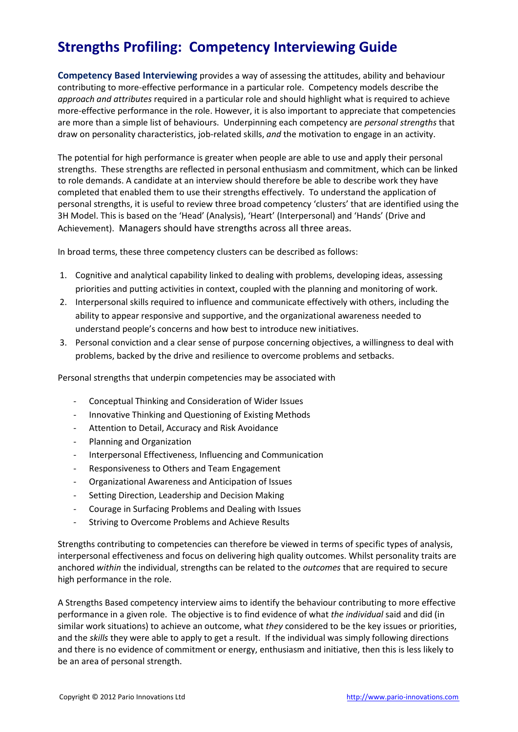# Strengths Profiling: Competency Interviewing Guide

**Competency Based Interviewing** provides a way of assessing the attitudes, ability and behaviour contributing to more-effective performance in a particular role. Competency models describe the *approach and attributes* required in a particular role and should highlight what is required to achieve more-effective performance in the role. However, it is also important to appreciate that competencies are more than a simple list of behaviours. Underpinning each competency are *personal strengths* that draw on personality characteristics, job-related skills, *and* the motivation to engage in an activity.

The potential for high performance is greater when people are able to use and apply their personal strengths. These strengths are reflected in personal enthusiasm and commitment, which can be linked to role demands. A candidate at an interview should therefore be able to describe work they have completed that enabled them to use their strengths effectively. To understand the application of personal strengths, it is useful to review three broad competency 'clusters' that are identified using the 3H Model. This is based on the 'Head' (Analysis), 'Heart' (Interpersonal) and 'Hands' (Drive and Achievement). Managers should have strengths across all three areas.

In broad terms, these three competency clusters can be described as follows:

1. Cognitive and analytical capability linked to dealing with problems, developing ideas, assessing priorities and putting activities in context, coupled with the planning and monitoring of work.
2. Interpersonal skills required to influence and communicate effectively with others, including the ability to appear responsive and supportive, and the organizational awareness needed to understand people's concerns and how best to introduce new initiatives.
3. Personal conviction and a clear sense of purpose concerning objectives, a willingness to deal with problems, backed by the drive and resilience to overcome problems and setbacks.

Personal strengths that underpin competencies may be associated with

- Conceptual Thinking and Consideration of Wider Issues
- Innovative Thinking and Questioning of Existing Methods
- Attention to Detail, Accuracy and Risk Avoidance
- Planning and Organization
- Interpersonal Effectiveness, Influencing and Communication
- Responsiveness to Others and Team Engagement
- Organizational Awareness and Anticipation of Issues
- Setting Direction, Leadership and Decision Making
- Courage in Surfacing Problems and Dealing with Issues
- Striving to Overcome Problems and Achieve Results

Strengths contributing to competencies can therefore be viewed in terms of specific types of analysis, interpersonal effectiveness and focus on delivering high quality outcomes. Whilst personality traits are anchored *within* the individual, strengths can be related to the *outcomes* that are required to secure high performance in the role.

A Strengths Based competency interview aims to identify the behaviour contributing to more effective performance in a given role. The objective is to find evidence of what *the individual* said and did (in similar work situations) to achieve an outcome, what *they* considered to be the key issues or priorities, and the *skills* they were able to apply to get a result. If the individual was simply following directions and there is no evidence of commitment or energy, enthusiasm and initiative, then this is less likely to be an area of personal strength.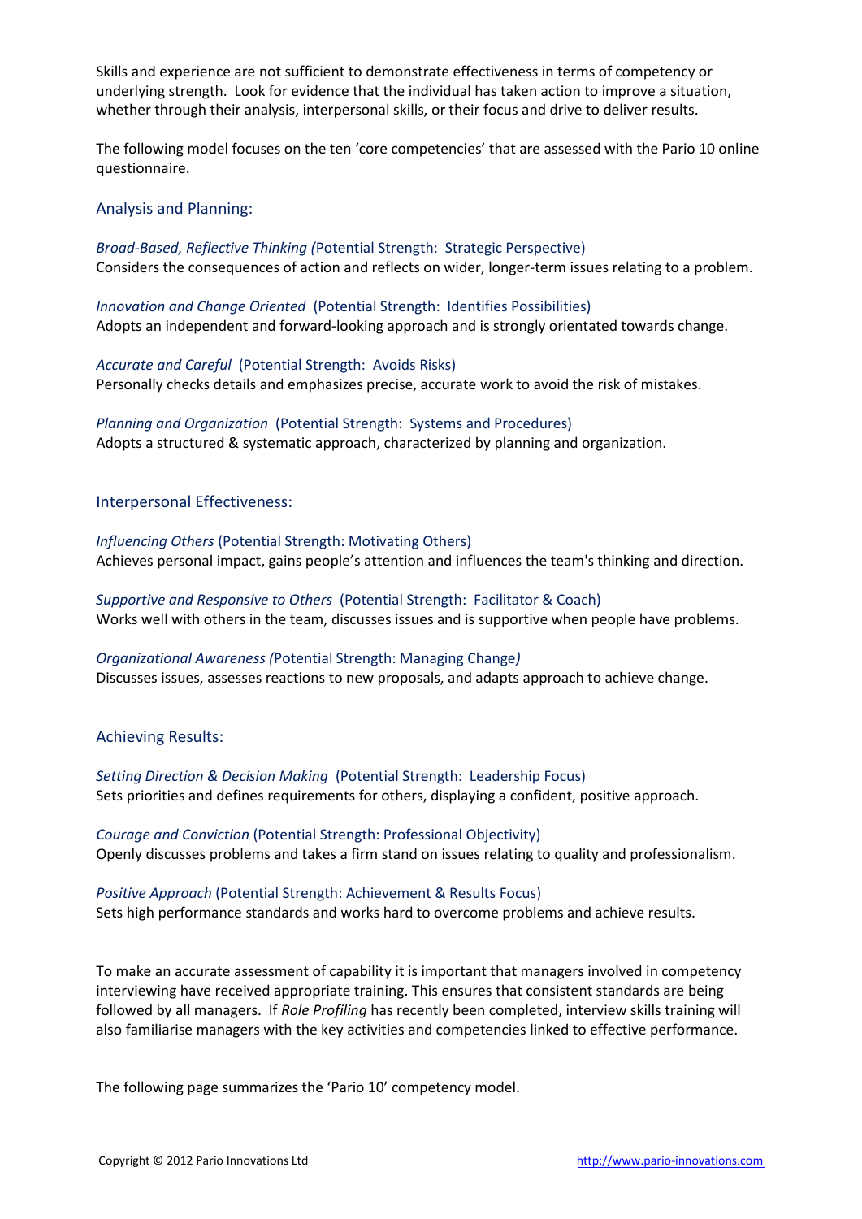Skills and experience are not sufficient to demonstrate effectiveness in terms of competency or underlying strength. Look for evidence that the individual has taken action to improve a situation, whether through their analysis, interpersonal skills, or their focus and drive to deliver results.

The following model focuses on the ten 'core competencies' that are assessed with the Pario 10 online questionnaire.

## Analysis and Planning:

*Broad-Based, Reflective Thinking (*Potential Strength: Strategic Perspective)
Considers the consequences of action and reflects on wider, longer-term issues relating to a problem.

*Innovation and Change Oriented* (Potential Strength: Identifies Possibilities)
Adopts an independent and forward-looking approach and is strongly orientated towards change.

*Accurate and Careful* (Potential Strength: Avoids Risks)
Personally checks details and emphasizes precise, accurate work to avoid the risk of mistakes.

*Planning and Organization* (Potential Strength: Systems and Procedures)
Adopts a structured & systematic approach, characterized by planning and organization.

## Interpersonal Effectiveness:

*Influencing Others* (Potential Strength: Motivating Others)
Achieves personal impact, gains people's attention and influences the team's thinking and direction.

*Supportive and Responsive to Others* (Potential Strength: Facilitator & Coach)
Works well with others in the team, discusses issues and is supportive when people have problems.

*Organizational Awareness (*Potential Strength: Managing Change*)*
Discusses issues, assesses reactions to new proposals, and adapts approach to achieve change.

## Achieving Results:

*Setting Direction & Decision Making* (Potential Strength: Leadership Focus)
Sets priorities and defines requirements for others, displaying a confident, positive approach.

*Courage and Conviction* (Potential Strength: Professional Objectivity)
Openly discusses problems and takes a firm stand on issues relating to quality and professionalism.

*Positive Approach* (Potential Strength: Achievement & Results Focus)
Sets high performance standards and works hard to overcome problems and achieve results.

To make an accurate assessment of capability it is important that managers involved in competency interviewing have received appropriate training. This ensures that consistent standards are being followed by all managers. If *Role Profiling* has recently been completed, interview skills training will also familiarise managers with the key activities and competencies linked to effective performance.

The following page summarizes the 'Pario 10' competency model.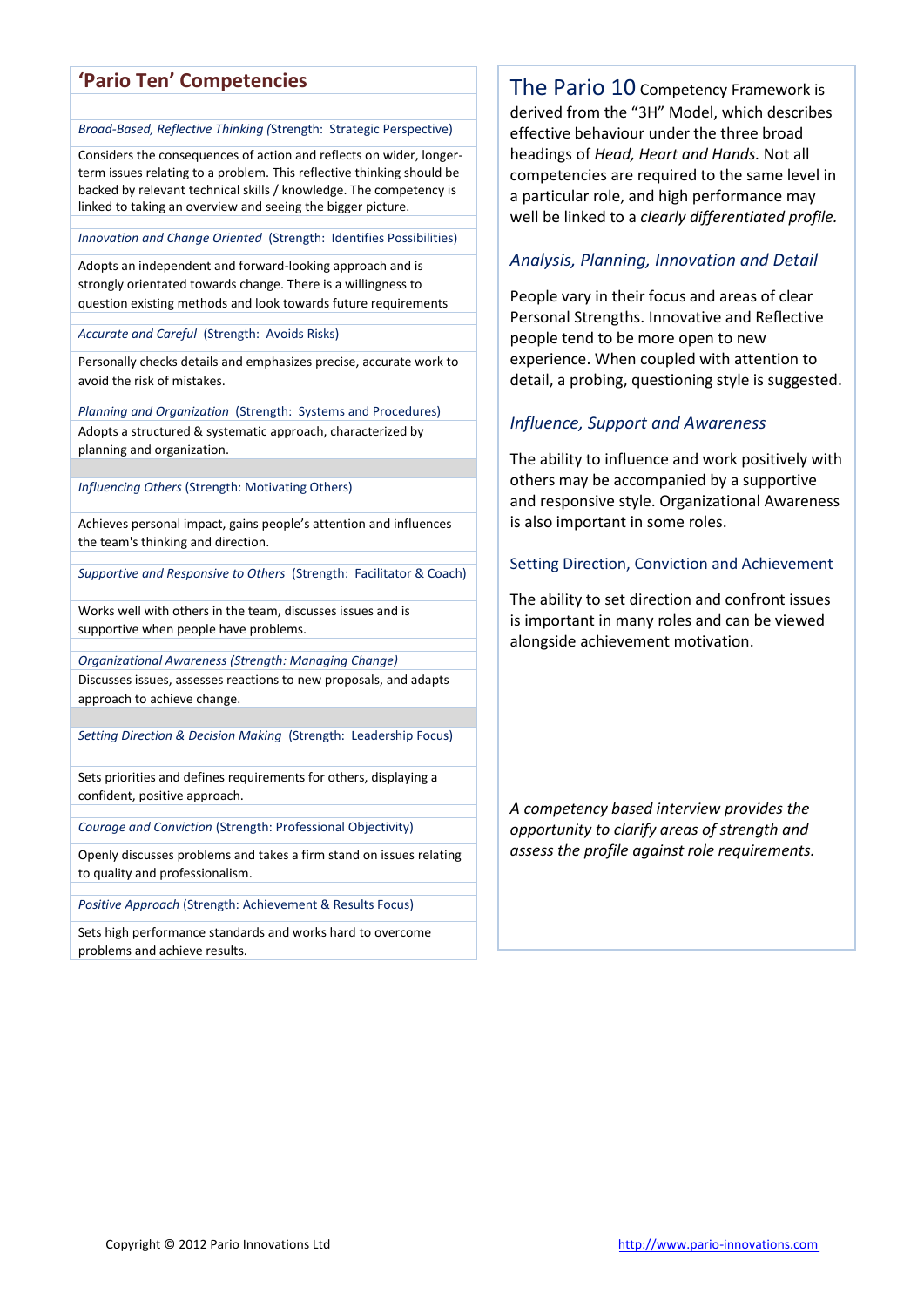## 'Pario Ten' Competencies

*Broad-Based, Reflective Thinking* (Strength: Strategic Perspective)

Considers the consequences of action and reflects on wider, longer-term issues relating to a problem. This reflective thinking should be backed by relevant technical skills / knowledge. The competency is linked to taking an overview and seeing the bigger picture.

*Innovation and Change Oriented* (Strength: Identifies Possibilities)

Adopts an independent and forward-looking approach and is strongly orientated towards change. There is a willingness to question existing methods and look towards future requirements

*Accurate and Careful* (Strength: Avoids Risks)

Personally checks details and emphasizes precise, accurate work to avoid the risk of mistakes.

*Planning and Organization* (Strength: Systems and Procedures)

Adopts a structured & systematic approach, characterized by planning and organization.

*Influencing Others* (Strength: Motivating Others)

Achieves personal impact, gains people's attention and influences the team's thinking and direction.

*Supportive and Responsive to Others* (Strength: Facilitator & Coach)

Works well with others in the team, discusses issues and is supportive when people have problems.

*Organizational Awareness (Strength: Managing Change)*

Discusses issues, assesses reactions to new proposals, and adapts approach to achieve change.

*Setting Direction & Decision Making* (Strength: Leadership Focus)

Sets priorities and defines requirements for others, displaying a confident, positive approach.

*Courage and Conviction* (Strength: Professional Objectivity)

Openly discusses problems and takes a firm stand on issues relating to quality and professionalism.

*Positive Approach* (Strength: Achievement & Results Focus)

Sets high performance standards and works hard to overcome problems and achieve results.

---

The Pario 10 Competency Framework is derived from the "3H" Model, which describes effective behaviour under the three broad headings of *Head, Heart and Hands.* Not all competencies are required to the same level in a particular role, and high performance may well be linked to a *clearly differentiated profile.*

### *Analysis, Planning, Innovation and Detail*

People vary in their focus and areas of clear Personal Strengths. Innovative and Reflective people tend to be more open to new experience. When coupled with attention to detail, a probing, questioning style is suggested.

### *Influence, Support and Awareness*

The ability to influence and work positively with others may be accompanied by a supportive and responsive style. Organizational Awareness is also important in some roles.

### Setting Direction, Conviction and Achievement

The ability to set direction and confront issues is important in many roles and can be viewed alongside achievement motivation.

*A competency based interview provides the opportunity to clarify areas of strength and assess the profile against role requirements.*

Copyright © 2012 Pario Innovations Ltd    http://www.pario-innovations.com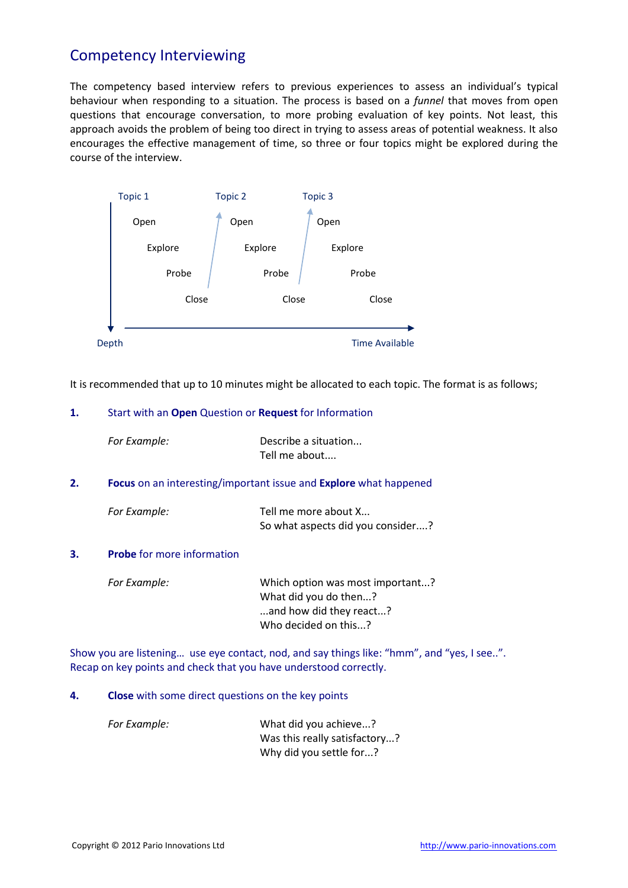# Competency Interviewing

The competency based interview refers to previous experiences to assess an individual's typical behaviour when responding to a situation. The process is based on a *funnel* that moves from open questions that encourage conversation, to more probing evaluation of key points. Not least, this approach avoids the problem of being too direct in trying to assess areas of potential weakness. It also encourages the effective management of time, so three or four topics might be explored during the course of the interview.

| Topic 1 | Topic 2 | Topic 3 |
|---|---|---|
| Open | Open | Open |
| Explore | Explore | Explore |
| Probe | Probe | Probe |
| Close | Close | Close |

Depth ↓ &nbsp;&nbsp;&nbsp; Time Available →

It is recommended that up to 10 minutes might be allocated to each topic. The format is as follows;

**1.** Start with an **Open** Question or **Request** for Information

*For Example:*
Describe a situation...
Tell me about....

**2.** **Focus** on an interesting/important issue and **Explore** what happened

*For Example:*
Tell me more about X...
So what aspects did you consider....?

**3.** **Probe** for more information

*For Example:*
Which option was most important...?
What did you do then...?
...and how did they react...?
Who decided on this...?

Show you are listening... use eye contact, nod, and say things like: "hmm", and "yes, I see..".
Recap on key points and check that you have understood correctly.

**4.** **Close** with some direct questions on the key points

*For Example:*
What did you achieve...?
Was this really satisfactory...?
Why did you settle for...?

Copyright © 2012 Pario Innovations Ltd http://www.pario-innovations.com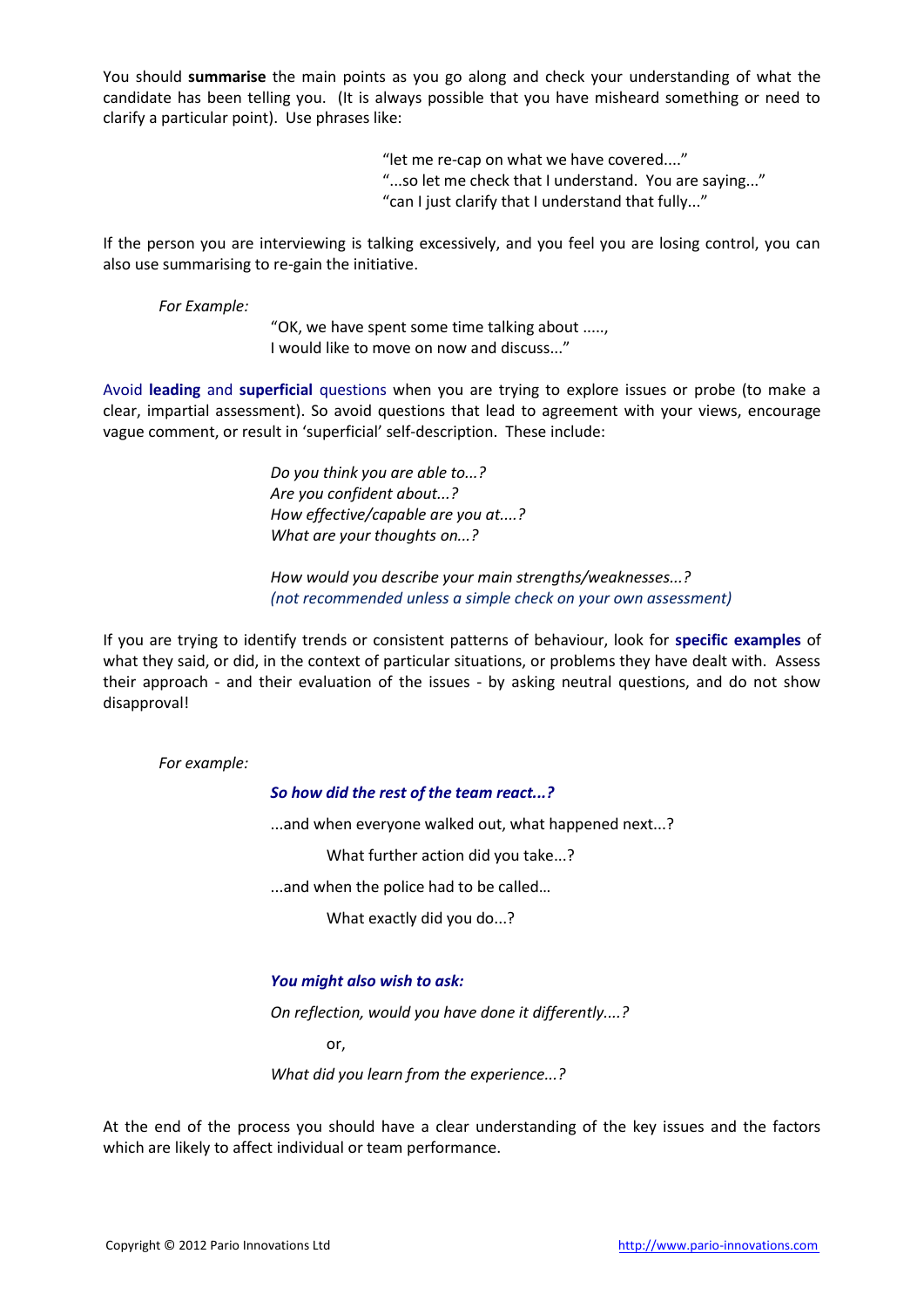You should **summarise** the main points as you go along and check your understanding of what the candidate has been telling you. (It is always possible that you have misheard something or need to clarify a particular point). Use phrases like:

"let me re-cap on what we have covered...."
"...so let me check that I understand. You are saying..."
"can I just clarify that I understand that fully..."

If the person you are interviewing is talking excessively, and you feel you are losing control, you can also use summarising to re-gain the initiative.

*For Example:*

"OK, we have spent some time talking about .....,
I would like to move on now and discuss..."

Avoid **leading** and **superficial** questions when you are trying to explore issues or probe (to make a clear, impartial assessment). So avoid questions that lead to agreement with your views, encourage vague comment, or result in 'superficial' self-description. These include:

*Do you think you are able to...?*
*Are you confident about...?*
*How effective/capable are you at....?*
*What are your thoughts on...?*

*How would you describe your main strengths/weaknesses...?*
*(not recommended unless a simple check on your own assessment)*

If you are trying to identify trends or consistent patterns of behaviour, look for **specific examples** of what they said, or did, in the context of particular situations, or problems they have dealt with. Assess their approach - and their evaluation of the issues - by asking neutral questions, and do not show disapproval!

*For example:*

***So how did the rest of the team react...?***

...and when everyone walked out, what happened next...?

What further action did you take...?

...and when the police had to be called…

What exactly did you do...?

***You might also wish to ask:***

*On reflection, would you have done it differently....?*

or,

*What did you learn from the experience...?*

At the end of the process you should have a clear understanding of the key issues and the factors which are likely to affect individual or team performance.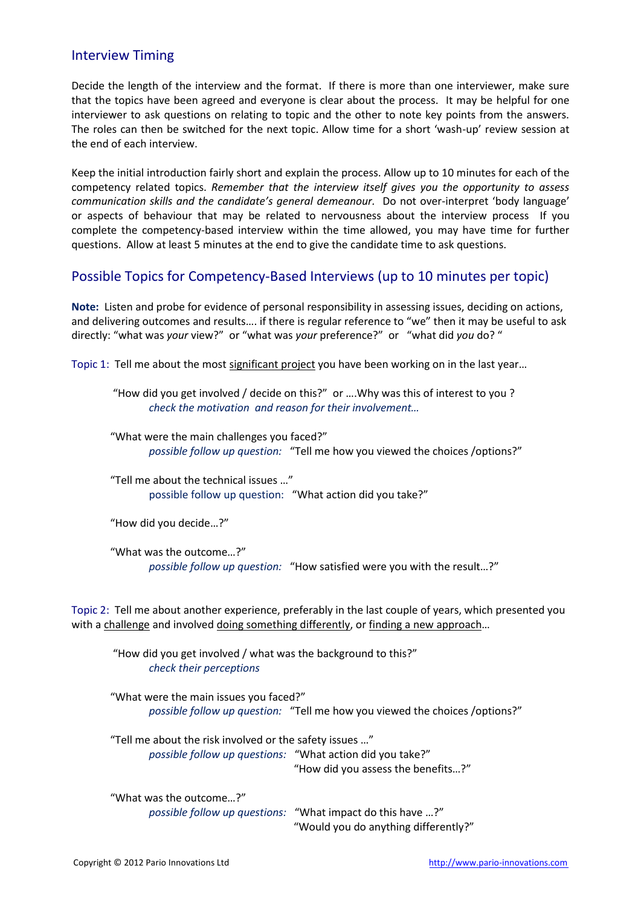## Interview Timing

Decide the length of the interview and the format. If there is more than one interviewer, make sure that the topics have been agreed and everyone is clear about the process. It may be helpful for one interviewer to ask questions on relating to topic and the other to note key points from the answers. The roles can then be switched for the next topic. Allow time for a short 'wash-up' review session at the end of each interview.

Keep the initial introduction fairly short and explain the process. Allow up to 10 minutes for each of the competency related topics. *Remember that the interview itself gives you the opportunity to assess communication skills and the candidate's general demeanour.* Do not over-interpret 'body language' or aspects of behaviour that may be related to nervousness about the interview process If you complete the competency-based interview within the time allowed, you may have time for further questions. Allow at least 5 minutes at the end to give the candidate time to ask questions.

## Possible Topics for Competency-Based Interviews (up to 10 minutes per topic)

**Note:** Listen and probe for evidence of personal responsibility in assessing issues, deciding on actions, and delivering outcomes and results…. if there is regular reference to "we" then it may be useful to ask directly: "what was *your* view?" or "what was *your* preference?" or "what did *you* do? "

Topic 1: Tell me about the most significant project you have been working on in the last year…

"How did you get involved / decide on this?" or ….Why was this of interest to you ?
*check the motivation and reason for their involvement…*

"What were the main challenges you faced?"
*possible follow up question:* "Tell me how you viewed the choices /options?"

"Tell me about the technical issues …"
possible follow up question: "What action did you take?"

"How did you decide…?"

"What was the outcome…?"
*possible follow up question:* "How satisfied were you with the result…?"

Topic 2: Tell me about another experience, preferably in the last couple of years, which presented you with a challenge and involved doing something differently, or finding a new approach…

"How did you get involved / what was the background to this?"
*check their perceptions*

"What were the main issues you faced?"
*possible follow up question:* "Tell me how you viewed the choices /options?"

"Tell me about the risk involved or the safety issues …"
*possible follow up questions:* "What action did you take?"
"How did you assess the benefits…?"

"What was the outcome…?"
*possible follow up questions:* "What impact do this have …?"
"Would you do anything differently?"

Copyright © 2012 Pario Innovations Ltd http://www.pario-innovations.com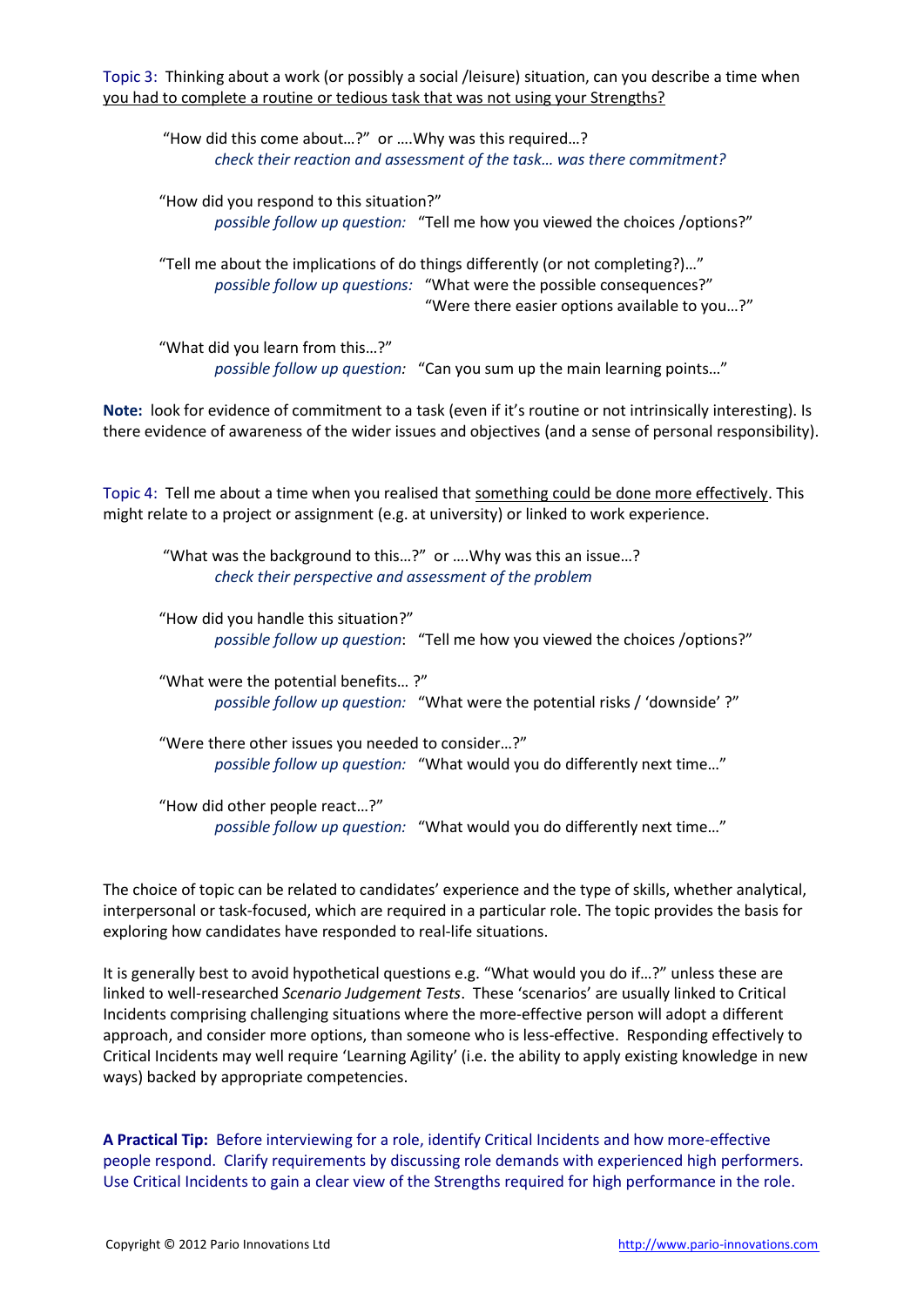Topic 3: Thinking about a work (or possibly a social /leisure) situation, can you describe a time when you had to complete a routine or tedious task that was not using your Strengths?

"How did this come about…?" or ….Why was this required…?
*check their reaction and assessment of the task… was there commitment?*

"How did you respond to this situation?"
*possible follow up question:* "Tell me how you viewed the choices /options?"

"Tell me about the implications of do things differently (or not completing?)…"
*possible follow up questions:* "What were the possible consequences?"
"Were there easier options available to you…?"

"What did you learn from this…?"
*possible follow up question:* "Can you sum up the main learning points…"

**Note:** look for evidence of commitment to a task (even if it's routine or not intrinsically interesting). Is there evidence of awareness of the wider issues and objectives (and a sense of personal responsibility).

Topic 4: Tell me about a time when you realised that something could be done more effectively. This might relate to a project or assignment (e.g. at university) or linked to work experience.

"What was the background to this…?" or ….Why was this an issue…?
*check their perspective and assessment of the problem*

"How did you handle this situation?"
*possible follow up question*: "Tell me how you viewed the choices /options?"

"What were the potential benefits… ?"
*possible follow up question:* "What were the potential risks / 'downside' ?"

"Were there other issues you needed to consider…?"
*possible follow up question:* "What would you do differently next time…"

"How did other people react…?"
*possible follow up question:* "What would you do differently next time…"

The choice of topic can be related to candidates' experience and the type of skills, whether analytical, interpersonal or task-focused, which are required in a particular role. The topic provides the basis for exploring how candidates have responded to real-life situations.

It is generally best to avoid hypothetical questions e.g. "What would you do if…?" unless these are linked to well-researched *Scenario Judgement Tests*. These 'scenarios' are usually linked to Critical Incidents comprising challenging situations where the more-effective person will adopt a different approach, and consider more options, than someone who is less-effective. Responding effectively to Critical Incidents may well require 'Learning Agility' (i.e. the ability to apply existing knowledge in new ways) backed by appropriate competencies.

**A Practical Tip:** Before interviewing for a role, identify Critical Incidents and how more-effective people respond. Clarify requirements by discussing role demands with experienced high performers. Use Critical Incidents to gain a clear view of the Strengths required for high performance in the role.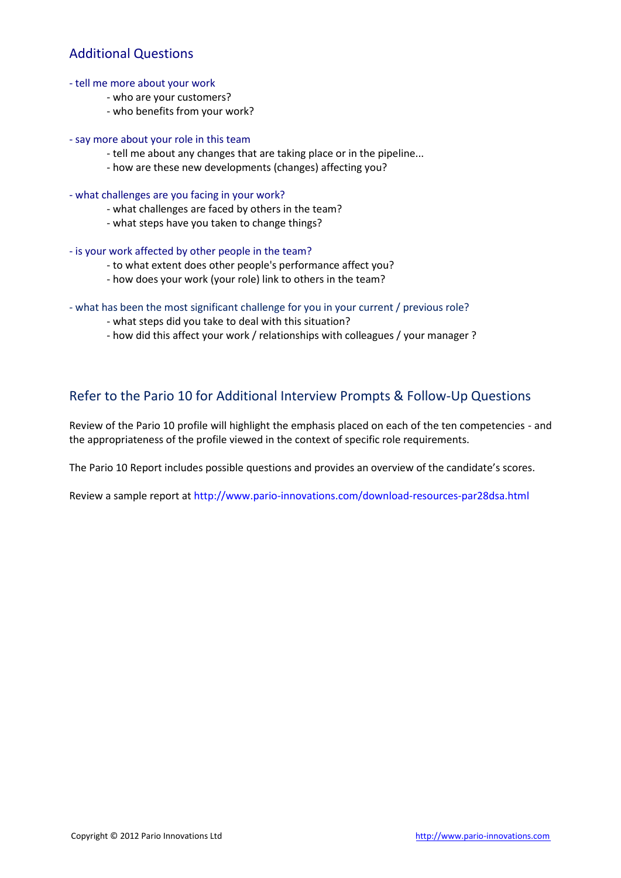## Additional Questions

- tell me more about your work
  - who are your customers?
  - who benefits from your work?

- say more about your role in this team
  - tell me about any changes that are taking place or in the pipeline...
  - how are these new developments (changes) affecting you?

- what challenges are you facing in your work?
  - what challenges are faced by others in the team?
  - what steps have you taken to change things?

- is your work affected by other people in the team?
  - to what extent does other people's performance affect you?
  - how does your work (your role) link to others in the team?

- what has been the most significant challenge for you in your current / previous role?
  - what steps did you take to deal with this situation?
  - how did this affect your work / relationships with colleagues / your manager ?

## Refer to the Pario 10 for Additional Interview Prompts & Follow-Up Questions

Review of the Pario 10 profile will highlight the emphasis placed on each of the ten competencies - and the appropriateness of the profile viewed in the context of specific role requirements.

The Pario 10 Report includes possible questions and provides an overview of the candidate's scores.

Review a sample report at http://www.pario-innovations.com/download-resources-par28dsa.html

Copyright © 2012 Pario Innovations Ltd http://www.pario-innovations.com